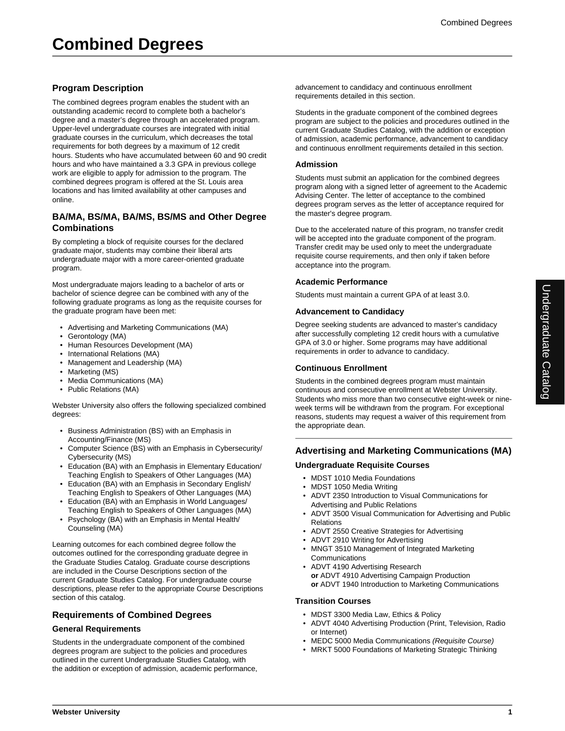# Combined Degrees

## Program Description

The combined degrees program enables the student with an outstanding academic record to complete both a bachelor's degree and a master's degree through an accelerated program. Upper-level undergraduate courses are integrated with initial graduate courses in the curriculum, which decreases the total requirements for both degrees by a maximum of 12 credit hours. Students who have accumulated between 60 and 90 credit hours and who have maintained a 3.3 GPA in previous college work are eligible to apply for admission to the program. The combined degrees program is offered at the St. Louis area locations and has limited availability at other campuses and online.

## BA/MA, BS/MA, BA/MS, BS/MS and Other Degree Combinations

By completing a block of requisite courses for the declared graduate major, students may combine their liberal arts undergraduate major with a more career-oriented graduate program.

Most undergraduate majors leading to a bachelor of arts or bachelor of science degree can be combined with any of the following graduate programs as long as the requisite courses for the graduate program have been met:

- Advertising and Marketing Communications (MA)
- Gerontology (MA)
- Human Resources Development (MA)
- International Relations (MA)
- Management and Leadership (MA)
- Marketing (MS)
- Media Communications (MA)
- Public Relations (MA)

Webster University also offers the following specialized combined degrees:

- Business Administration (BS) with an Emphasis in Accounting/Finance (MS)
- Computer Science (BS) with an Emphasis in Cybersecurity/ Cybersecurity (MS)
- Education (BA) with an Emphasis in Elementary Education/ Teaching English to Speakers of Other Languages (MA)
- Education (BA) with an Emphasis in Secondary English/ Teaching English to Speakers of Other Languages (MA)
- Education (BA) with an Emphasis in World Languages/ Teaching English to Speakers of Other Languages (MA)
- Psychology (BA) with an Emphasis in Mental Health/ Counseling (MA)

Learning outcomes for each combined degree follow the outcomes outlined for the corresponding graduate degree in the Graduate Studies Catalog. Graduate course descriptions are included in the Course Descriptions section of the current Graduate Studies Catalog. For undergraduate course descriptions, please refer to the appropriate Course Descriptions section of this catalog.

## Requirements of Combined Degrees

### General Requirements

Students in the undergraduate component of the combined degrees program are subject to the policies and procedures outlined in the current Undergraduate Studies Catalog, with the addition or exception of admission, academic performance, advancement to candidacy and continuous enrollment requirements detailed in this section.

Students in the graduate component of the combined degrees program are subject to the policies and procedures outlined in the current Graduate Studies Catalog, with the addition or exception of admission, academic performance, advancement to candidacy and continuous enrollment requirements detailed in this section.

### Admission

Students must submit an application for the combined degrees program along with a signed letter of agreement to the Academic Advising Center. The letter of acceptance to the combined degrees program serves as the letter of acceptance required for the master's degree program.

Due to the accelerated nature of this program, no transfer credit will be accepted into the graduate component of the program. Transfer credit may be used only to meet the undergraduate requisite course requirements, and then only if taken before acceptance into the program.

### Academic Performance

Students must maintain a current GPA of at least 3.0.

### Advancement to Candidacy

Degree seeking students are advanced to master's candidacy after successfully completing 12 credit hours with a cumulative GPA of 3.0 or higher. Some programs may have additional requirements in order to advance to candidacy.

### Continuous Enrollment

Students in the combined degrees program must maintain continuous and consecutive enrollment at Webster University. Students who miss more than two consecutive eight-week or nine-week terms will be withdrawn from the program. For exceptional reasons, students may request a waiver of this requirement from the appropriate dean.

## Advertising and Marketing Communications (MA)

### Undergraduate Requisite Courses

- MDST 1010 Media Foundations
- MDST 1050 Media Writing
- ADVT 2350 Introduction to Visual Communications for Advertising and Public Relations
- ADVT 3500 Visual Communication for Advertising and Public Relations
- ADVT 2550 Creative Strategies for Advertising
- ADVT 2910 Writing for Advertising
- MNGT 3510 Management of Integrated Marketing Communications
- ADVT 4190 Advertising Research
  **or** ADVT 4910 Advertising Campaign Production
  **or** ADVT 1940 Introduction to Marketing Communications

### Transition Courses

- MDST 3300 Media Law, Ethics & Policy
- ADVT 4040 Advertising Production (Print, Television, Radio or Internet)
- MEDC 5000 Media Communications *(Requisite Course)*
- MRKT 5000 Foundations of Marketing Strategic Thinking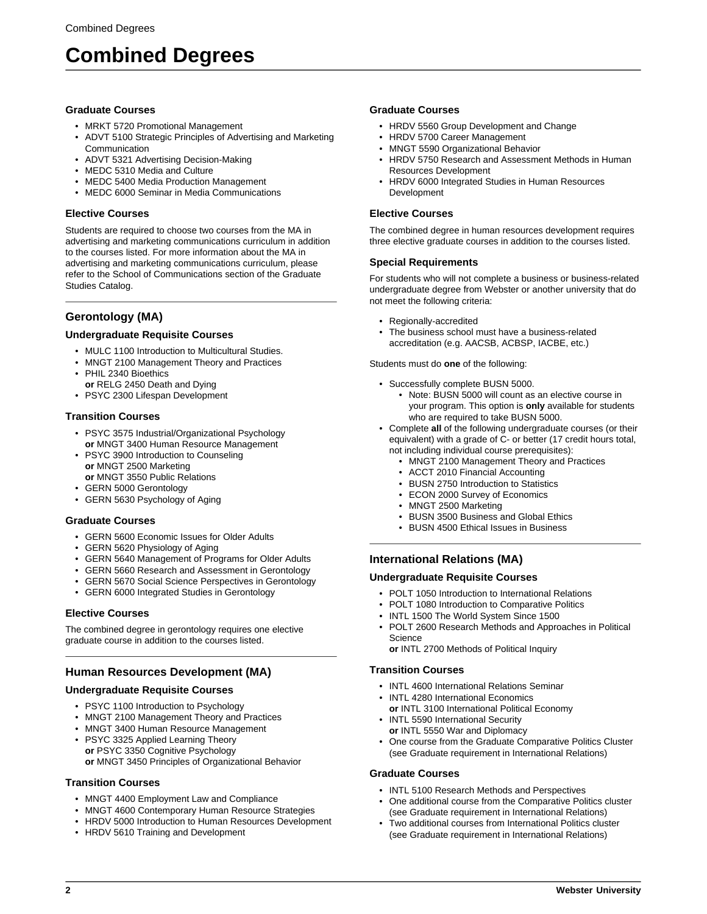# Combined Degrees

### Graduate Courses

- MRKT 5720 Promotional Management
- ADVT 5100 Strategic Principles of Advertising and Marketing Communication
- ADVT 5321 Advertising Decision-Making
- MEDC 5310 Media and Culture
- MEDC 5400 Media Production Management
- MEDC 6000 Seminar in Media Communications

### Elective Courses

Students are required to choose two courses from the MA in advertising and marketing communications curriculum in addition to the courses listed. For more information about the MA in advertising and marketing communications curriculum, please refer to the School of Communications section of the Graduate Studies Catalog.

## Gerontology (MA)

### Undergraduate Requisite Courses

- MULC 1100 Introduction to Multicultural Studies.
- MNGT 2100 Management Theory and Practices
- PHIL 2340 Bioethics
  **or** RELG 2450 Death and Dying
- PSYC 2300 Lifespan Development

### Transition Courses

- PSYC 3575 Industrial/Organizational Psychology
  **or** MNGT 3400 Human Resource Management
- PSYC 3900 Introduction to Counseling
  **or** MNGT 2500 Marketing
  **or** MNGT 3550 Public Relations
- GERN 5000 Gerontology
- GERN 5630 Psychology of Aging

### Graduate Courses

- GERN 5600 Economic Issues for Older Adults
- GERN 5620 Physiology of Aging
- GERN 5640 Management of Programs for Older Adults
- GERN 5660 Research and Assessment in Gerontology
- GERN 5670 Social Science Perspectives in Gerontology
- GERN 6000 Integrated Studies in Gerontology

### Elective Courses

The combined degree in gerontology requires one elective graduate course in addition to the courses listed.

## Human Resources Development (MA)

### Undergraduate Requisite Courses

- PSYC 1100 Introduction to Psychology
- MNGT 2100 Management Theory and Practices
- MNGT 3400 Human Resource Management
- PSYC 3325 Applied Learning Theory
  **or** PSYC 3350 Cognitive Psychology
  **or** MNGT 3450 Principles of Organizational Behavior

### Transition Courses

- MNGT 4400 Employment Law and Compliance
- MNGT 4600 Contemporary Human Resource Strategies
- HRDV 5000 Introduction to Human Resources Development
- HRDV 5610 Training and Development

### Graduate Courses

- HRDV 5560 Group Development and Change
- HRDV 5700 Career Management
- MNGT 5590 Organizational Behavior
- HRDV 5750 Research and Assessment Methods in Human Resources Development
- HRDV 6000 Integrated Studies in Human Resources Development

### Elective Courses

The combined degree in human resources development requires three elective graduate courses in addition to the courses listed.

### Special Requirements

For students who will not complete a business or business-related undergraduate degree from Webster or another university that do not meet the following criteria:

- Regionally-accredited
- The business school must have a business-related accreditation (e.g. AACSB, ACBSP, IACBE, etc.)

Students must do **one** of the following:

- Successfully complete BUSN 5000.
  - Note: BUSN 5000 will count as an elective course in your program. This option is **only** available for students who are required to take BUSN 5000.
- Complete **all** of the following undergraduate courses (or their equivalent) with a grade of C- or better (17 credit hours total, not including individual course prerequisites):
  - MNGT 2100 Management Theory and Practices
  - ACCT 2010 Financial Accounting
  - BUSN 2750 Introduction to Statistics
  - ECON 2000 Survey of Economics
  - MNGT 2500 Marketing
  - BUSN 3500 Business and Global Ethics
  - BUSN 4500 Ethical Issues in Business

## International Relations (MA)

### Undergraduate Requisite Courses

- POLT 1050 Introduction to International Relations
- POLT 1080 Introduction to Comparative Politics
- INTL 1500 The World System Since 1500
- POLT 2600 Research Methods and Approaches in Political Science
  **or** INTL 2700 Methods of Political Inquiry

### Transition Courses

- INTL 4600 International Relations Seminar
- INTL 4280 International Economics
  **or** INTL 3100 International Political Economy
- INTL 5590 International Security
  **or** INTL 5550 War and Diplomacy
- One course from the Graduate Comparative Politics Cluster (see Graduate requirement in International Relations)

### Graduate Courses

- INTL 5100 Research Methods and Perspectives
- One additional course from the Comparative Politics cluster (see Graduate requirement in International Relations)
- Two additional courses from International Politics cluster (see Graduate requirement in International Relations)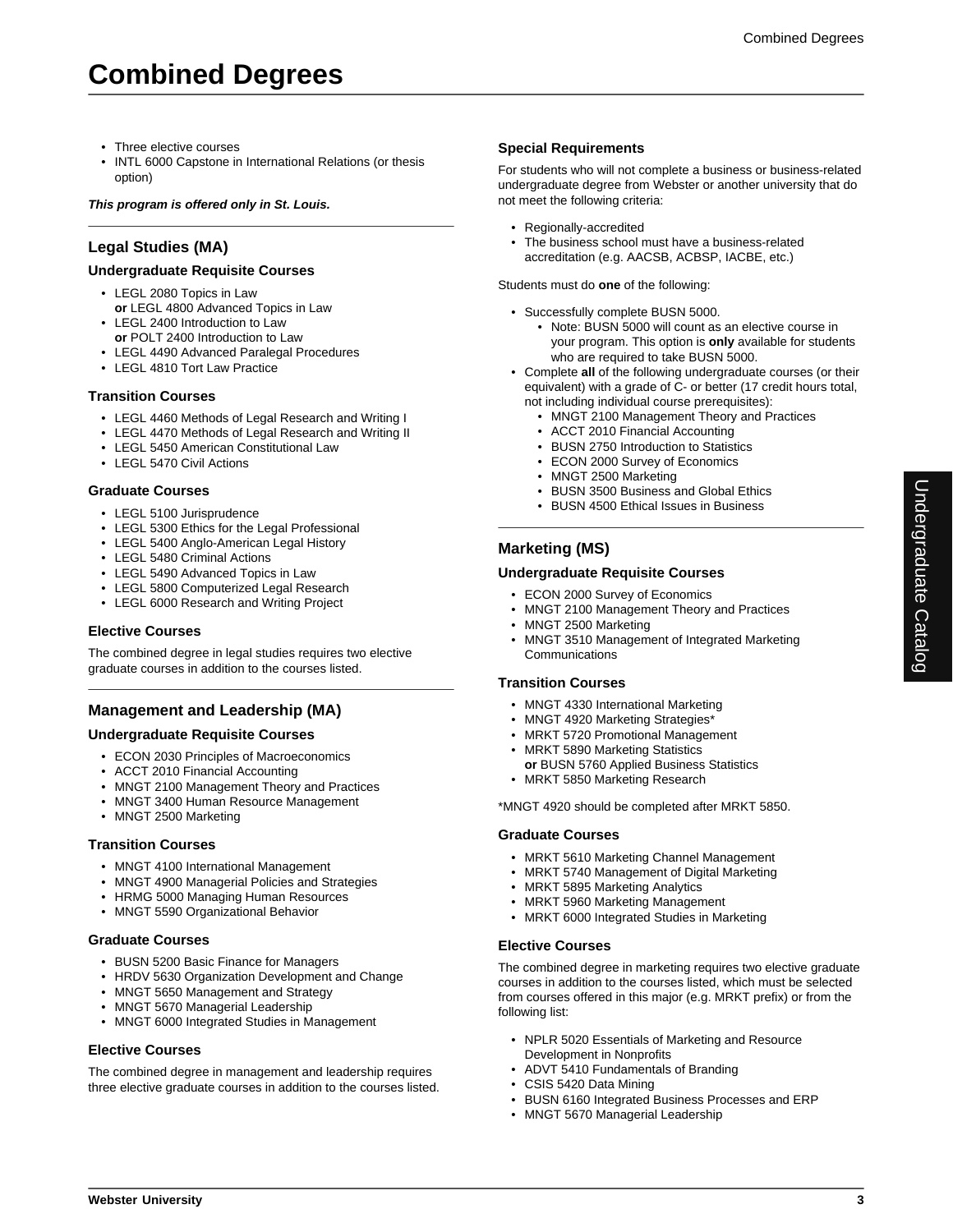- Three elective courses
- INTL 6000 Capstone in International Relations (or thesis option)

***This program is offered only in St. Louis.***

## Legal Studies (MA)

### Undergraduate Requisite Courses

- LEGL 2080 Topics in Law
  **or** LEGL 4800 Advanced Topics in Law
- LEGL 2400 Introduction to Law
  **or** POLT 2400 Introduction to Law
- LEGL 4490 Advanced Paralegal Procedures
- LEGL 4810 Tort Law Practice

### Transition Courses

- LEGL 4460 Methods of Legal Research and Writing I
- LEGL 4470 Methods of Legal Research and Writing II
- LEGL 5450 American Constitutional Law
- LEGL 5470 Civil Actions

### Graduate Courses

- LEGL 5100 Jurisprudence
- LEGL 5300 Ethics for the Legal Professional
- LEGL 5400 Anglo-American Legal History
- LEGL 5480 Criminal Actions
- LEGL 5490 Advanced Topics in Law
- LEGL 5800 Computerized Legal Research
- LEGL 6000 Research and Writing Project

### Elective Courses

The combined degree in legal studies requires two elective graduate courses in addition to the courses listed.

## Management and Leadership (MA)

### Undergraduate Requisite Courses

- ECON 2030 Principles of Macroeconomics
- ACCT 2010 Financial Accounting
- MNGT 2100 Management Theory and Practices
- MNGT 3400 Human Resource Management
- MNGT 2500 Marketing

### Transition Courses

- MNGT 4100 International Management
- MNGT 4900 Managerial Policies and Strategies
- HRMG 5000 Managing Human Resources
- MNGT 5590 Organizational Behavior

### Graduate Courses

- BUSN 5200 Basic Finance for Managers
- HRDV 5630 Organization Development and Change
- MNGT 5650 Management and Strategy
- MNGT 5670 Managerial Leadership
- MNGT 6000 Integrated Studies in Management

### Elective Courses

The combined degree in management and leadership requires three elective graduate courses in addition to the courses listed.

### Special Requirements

For students who will not complete a business or business-related undergraduate degree from Webster or another university that do not meet the following criteria:

- Regionally-accredited
- The business school must have a business-related accreditation (e.g. AACSB, ACBSP, IACBE, etc.)

Students must do **one** of the following:

- Successfully complete BUSN 5000.
  - Note: BUSN 5000 will count as an elective course in your program. This option is **only** available for students who are required to take BUSN 5000.
- Complete **all** of the following undergraduate courses (or their equivalent) with a grade of C- or better (17 credit hours total, not including individual course prerequisites):
  - MNGT 2100 Management Theory and Practices
  - ACCT 2010 Financial Accounting
  - BUSN 2750 Introduction to Statistics
  - ECON 2000 Survey of Economics
  - MNGT 2500 Marketing
  - BUSN 3500 Business and Global Ethics
  - BUSN 4500 Ethical Issues in Business

## Marketing (MS)

### Undergraduate Requisite Courses

- ECON 2000 Survey of Economics
- MNGT 2100 Management Theory and Practices
- MNGT 2500 Marketing
- MNGT 3510 Management of Integrated Marketing Communications

### Transition Courses

- MNGT 4330 International Marketing
- MNGT 4920 Marketing Strategies*
- MRKT 5720 Promotional Management
- MRKT 5890 Marketing Statistics
  **or** BUSN 5760 Applied Business Statistics
- MRKT 5850 Marketing Research

*MNGT 4920 should be completed after MRKT 5850.

### Graduate Courses

- MRKT 5610 Marketing Channel Management
- MRKT 5740 Management of Digital Marketing
- MRKT 5895 Marketing Analytics
- MRKT 5960 Marketing Management
- MRKT 6000 Integrated Studies in Marketing

### Elective Courses

The combined degree in marketing requires two elective graduate courses in addition to the courses listed, which must be selected from courses offered in this major (e.g. MRKT prefix) or from the following list:

- NPLR 5020 Essentials of Marketing and Resource Development in Nonprofits
- ADVT 5410 Fundamentals of Branding
- CSIS 5420 Data Mining
- BUSN 6160 Integrated Business Processes and ERP
- MNGT 5670 Managerial Leadership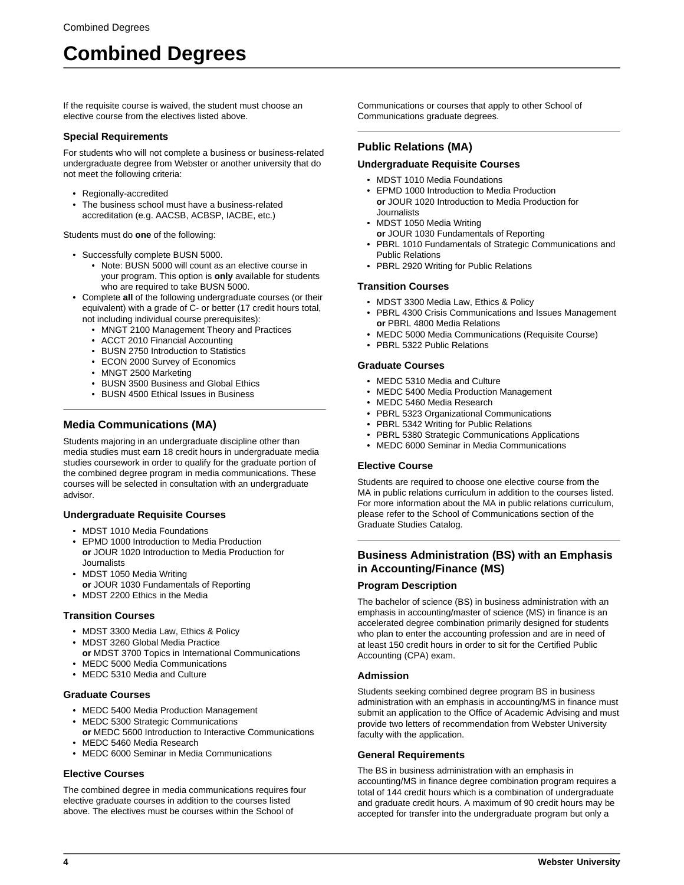If the requisite course is waived, the student must choose an elective course from the electives listed above.

### Special Requirements

For students who will not complete a business or business-related undergraduate degree from Webster or another university that do not meet the following criteria:

- Regionally-accredited
- The business school must have a business-related accreditation (e.g. AACSB, ACBSP, IACBE, etc.)

Students must do **one** of the following:

- Successfully complete BUSN 5000.
  - Note: BUSN 5000 will count as an elective course in your program. This option is **only** available for students who are required to take BUSN 5000.
- Complete **all** of the following undergraduate courses (or their equivalent) with a grade of C- or better (17 credit hours total, not including individual course prerequisites):
  - MNGT 2100 Management Theory and Practices
  - ACCT 2010 Financial Accounting
  - BUSN 2750 Introduction to Statistics
  - ECON 2000 Survey of Economics
  - MNGT 2500 Marketing
  - BUSN 3500 Business and Global Ethics
  - BUSN 4500 Ethical Issues in Business

## Media Communications (MA)

Students majoring in an undergraduate discipline other than media studies must earn 18 credit hours in undergraduate media studies coursework in order to qualify for the graduate portion of the combined degree program in media communications. These courses will be selected in consultation with an undergraduate advisor.

### Undergraduate Requisite Courses

- MDST 1010 Media Foundations
- EPMD 1000 Introduction to Media Production
  **or** JOUR 1020 Introduction to Media Production for Journalists
- MDST 1050 Media Writing
  **or** JOUR 1030 Fundamentals of Reporting
- MDST 2200 Ethics in the Media

### Transition Courses

- MDST 3300 Media Law, Ethics & Policy
- MDST 3260 Global Media Practice
  **or** MDST 3700 Topics in International Communications
- MEDC 5000 Media Communications
- MEDC 5310 Media and Culture

### Graduate Courses

- MEDC 5400 Media Production Management
- MEDC 5300 Strategic Communications
  **or** MEDC 5600 Introduction to Interactive Communications
- MEDC 5460 Media Research
- MEDC 6000 Seminar in Media Communications

### Elective Courses

The combined degree in media communications requires four elective graduate courses in addition to the courses listed above. The electives must be courses within the School of Communications or courses that apply to other School of Communications graduate degrees.

## Public Relations (MA)

### Undergraduate Requisite Courses

- MDST 1010 Media Foundations
- EPMD 1000 Introduction to Media Production
  **or** JOUR 1020 Introduction to Media Production for Journalists
- MDST 1050 Media Writing
  **or** JOUR 1030 Fundamentals of Reporting
- PBRL 1010 Fundamentals of Strategic Communications and Public Relations
- PBRL 2920 Writing for Public Relations

### Transition Courses

- MDST 3300 Media Law, Ethics & Policy
- PBRL 4300 Crisis Communications and Issues Management
  **or** PBRL 4800 Media Relations
- MEDC 5000 Media Communications (Requisite Course)
- PBRL 5322 Public Relations

### Graduate Courses

- MEDC 5310 Media and Culture
- MEDC 5400 Media Production Management
- MEDC 5460 Media Research
- PBRL 5323 Organizational Communications
- PBRL 5342 Writing for Public Relations
- PBRL 5380 Strategic Communications Applications
- MEDC 6000 Seminar in Media Communications

### Elective Course

Students are required to choose one elective course from the MA in public relations curriculum in addition to the courses listed. For more information about the MA in public relations curriculum, please refer to the School of Communications section of the Graduate Studies Catalog.

## Business Administration (BS) with an Emphasis in Accounting/Finance (MS)

### Program Description

The bachelor of science (BS) in business administration with an emphasis in accounting/master of science (MS) in finance is an accelerated degree combination primarily designed for students who plan to enter the accounting profession and are in need of at least 150 credit hours in order to sit for the Certified Public Accounting (CPA) exam.

### Admission

Students seeking combined degree program BS in business administration with an emphasis in accounting/MS in finance must submit an application to the Office of Academic Advising and must provide two letters of recommendation from Webster University faculty with the application.

### General Requirements

The BS in business administration with an emphasis in accounting/MS in finance degree combination program requires a total of 144 credit hours which is a combination of undergraduate and graduate credit hours. A maximum of 90 credit hours may be accepted for transfer into the undergraduate program but only a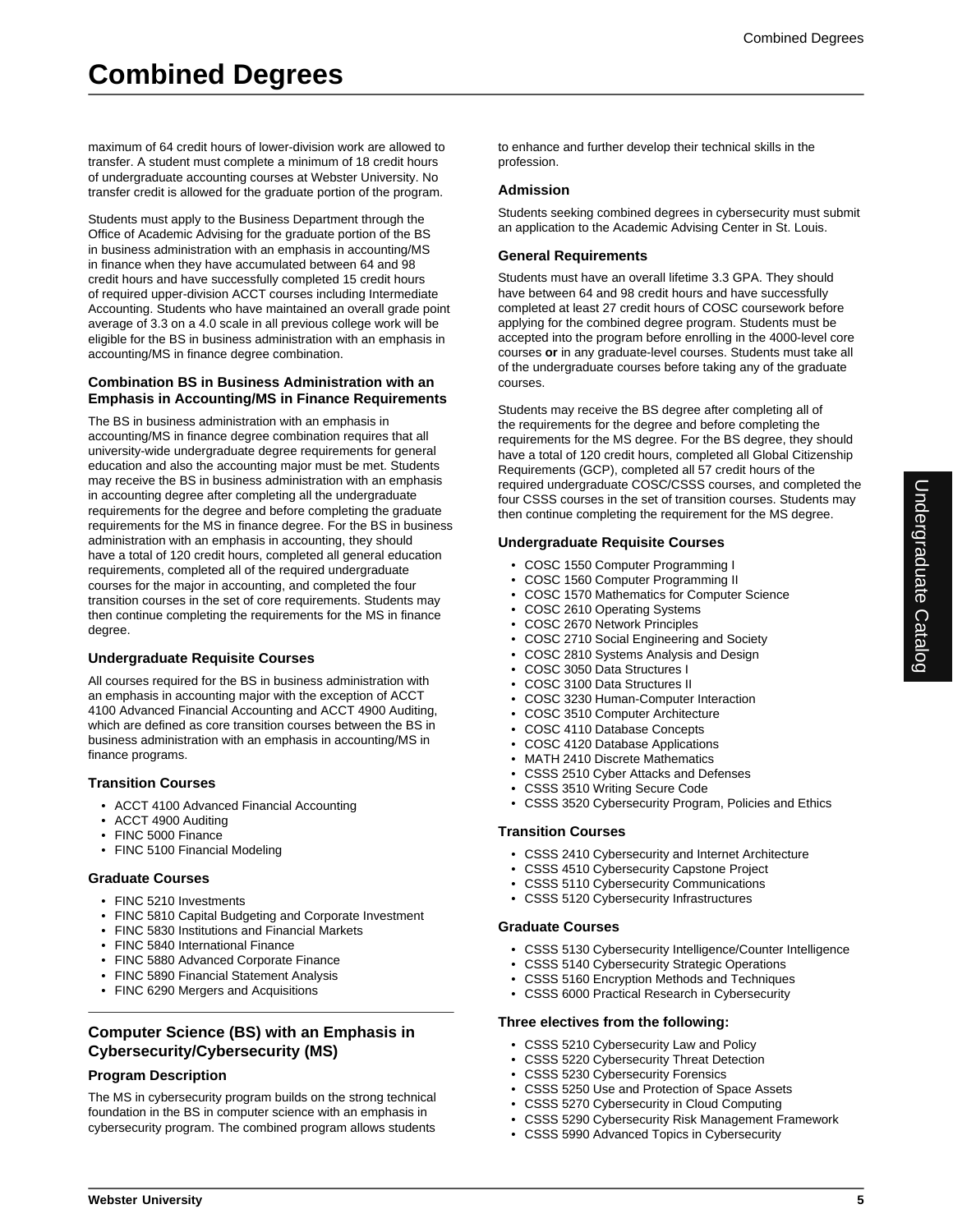maximum of 64 credit hours of lower-division work are allowed to transfer. A student must complete a minimum of 18 credit hours of undergraduate accounting courses at Webster University. No transfer credit is allowed for the graduate portion of the program.

Students must apply to the Business Department through the Office of Academic Advising for the graduate portion of the BS in business administration with an emphasis in accounting/MS in finance when they have accumulated between 64 and 98 credit hours and have successfully completed 15 credit hours of required upper-division ACCT courses including Intermediate Accounting. Students who have maintained an overall grade point average of 3.3 on a 4.0 scale in all previous college work will be eligible for the BS in business administration with an emphasis in accounting/MS in finance degree combination.

### Combination BS in Business Administration with an Emphasis in Accounting/MS in Finance Requirements

The BS in business administration with an emphasis in accounting/MS in finance degree combination requires that all university-wide undergraduate degree requirements for general education and also the accounting major must be met. Students may receive the BS in business administration with an emphasis in accounting degree after completing all the undergraduate requirements for the degree and before completing the graduate requirements for the MS in finance degree. For the BS in business administration with an emphasis in accounting, they should have a total of 120 credit hours, completed all general education requirements, completed all of the required undergraduate courses for the major in accounting, and completed the four transition courses in the set of core requirements. Students may then continue completing the requirements for the MS in finance degree.

### Undergraduate Requisite Courses

All courses required for the BS in business administration with an emphasis in accounting major with the exception of ACCT 4100 Advanced Financial Accounting and ACCT 4900 Auditing, which are defined as core transition courses between the BS in business administration with an emphasis in accounting/MS in finance programs.

### Transition Courses

- ACCT 4100 Advanced Financial Accounting
- ACCT 4900 Auditing
- FINC 5000 Finance
- FINC 5100 Financial Modeling

### Graduate Courses

- FINC 5210 Investments
- FINC 5810 Capital Budgeting and Corporate Investment
- FINC 5830 Institutions and Financial Markets
- FINC 5840 International Finance
- FINC 5880 Advanced Corporate Finance
- FINC 5890 Financial Statement Analysis
- FINC 6290 Mergers and Acquisitions

## Computer Science (BS) with an Emphasis in Cybersecurity/Cybersecurity (MS)

### Program Description

The MS in cybersecurity program builds on the strong technical foundation in the BS in computer science with an emphasis in cybersecurity program. The combined program allows students to enhance and further develop their technical skills in the profession.

### Admission

Students seeking combined degrees in cybersecurity must submit an application to the Academic Advising Center in St. Louis.

### General Requirements

Students must have an overall lifetime 3.3 GPA. They should have between 64 and 98 credit hours and have successfully completed at least 27 credit hours of COSC coursework before applying for the combined degree program. Students must be accepted into the program before enrolling in the 4000-level core courses **or** in any graduate-level courses. Students must take all of the undergraduate courses before taking any of the graduate courses.

Students may receive the BS degree after completing all of the requirements for the degree and before completing the requirements for the MS degree. For the BS degree, they should have a total of 120 credit hours, completed all Global Citizenship Requirements (GCP), completed all 57 credit hours of the required undergraduate COSC/CSSS courses, and completed the four CSSS courses in the set of transition courses. Students may then continue completing the requirement for the MS degree.

### Undergraduate Requisite Courses

- COSC 1550 Computer Programming I
- COSC 1560 Computer Programming II
- COSC 1570 Mathematics for Computer Science
- COSC 2610 Operating Systems
- COSC 2670 Network Principles
- COSC 2710 Social Engineering and Society
- COSC 2810 Systems Analysis and Design
- COSC 3050 Data Structures I
- COSC 3100 Data Structures II
- COSC 3230 Human-Computer Interaction
- COSC 3510 Computer Architecture
- COSC 4110 Database Concepts
- COSC 4120 Database Applications
- MATH 2410 Discrete Mathematics
- CSSS 2510 Cyber Attacks and Defenses
- CSSS 3510 Writing Secure Code
- CSSS 3520 Cybersecurity Program, Policies and Ethics

### Transition Courses

- CSSS 2410 Cybersecurity and Internet Architecture
- CSSS 4510 Cybersecurity Capstone Project
- CSSS 5110 Cybersecurity Communications
- CSSS 5120 Cybersecurity Infrastructures

### Graduate Courses

- CSSS 5130 Cybersecurity Intelligence/Counter Intelligence
- CSSS 5140 Cybersecurity Strategic Operations
- CSSS 5160 Encryption Methods and Techniques
- CSSS 6000 Practical Research in Cybersecurity

### Three electives from the following:

- CSSS 5210 Cybersecurity Law and Policy
- CSSS 5220 Cybersecurity Threat Detection
- CSSS 5230 Cybersecurity Forensics
- CSSS 5250 Use and Protection of Space Assets
- CSSS 5270 Cybersecurity in Cloud Computing
- CSSS 5290 Cybersecurity Risk Management Framework
- CSSS 5990 Advanced Topics in Cybersecurity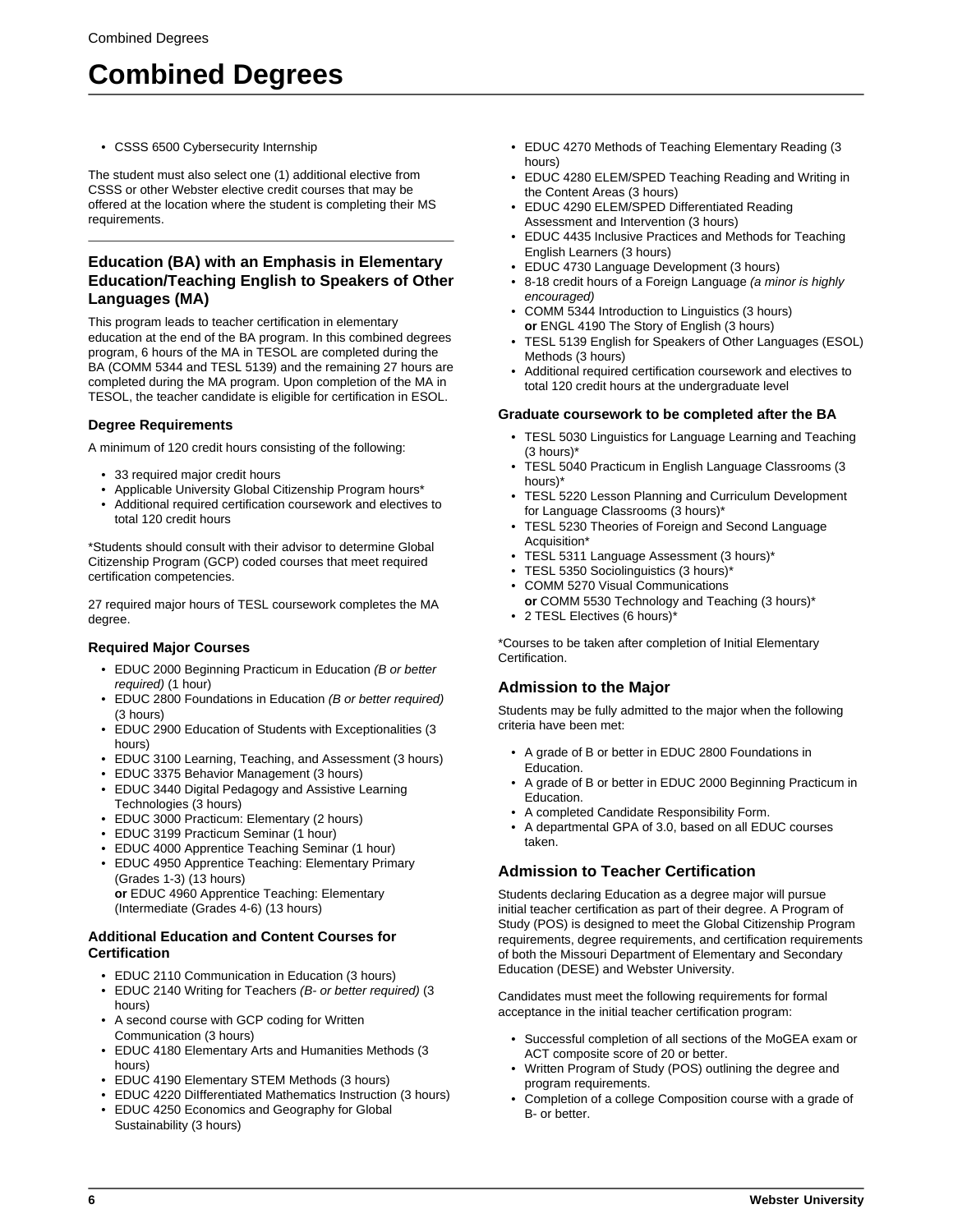- CSSS 6500 Cybersecurity Internship

The student must also select one (1) additional elective from CSSS or other Webster elective credit courses that may be offered at the location where the student is completing their MS requirements.

---

## Education (BA) with an Emphasis in Elementary Education/Teaching English to Speakers of Other Languages (MA)

This program leads to teacher certification in elementary education at the end of the BA program. In this combined degrees program, 6 hours of the MA in TESOL are completed during the BA (COMM 5344 and TESL 5139) and the remaining 27 hours are completed during the MA program. Upon completion of the MA in TESOL, the teacher candidate is eligible for certification in ESOL.

### Degree Requirements

A minimum of 120 credit hours consisting of the following:

- 33 required major credit hours
- Applicable University Global Citizenship Program hours*
- Additional required certification coursework and electives to total 120 credit hours

*Students should consult with their advisor to determine Global Citizenship Program (GCP) coded courses that meet required certification competencies.

27 required major hours of TESL coursework completes the MA degree.

### Required Major Courses

- EDUC 2000 Beginning Practicum in Education *(B or better required)* (1 hour)
- EDUC 2800 Foundations in Education *(B or better required)* (3 hours)
- EDUC 2900 Education of Students with Exceptionalities (3 hours)
- EDUC 3100 Learning, Teaching, and Assessment (3 hours)
- EDUC 3375 Behavior Management (3 hours)
- EDUC 3440 Digital Pedagogy and Assistive Learning Technologies (3 hours)
- EDUC 3000 Practicum: Elementary (2 hours)
- EDUC 3199 Practicum Seminar (1 hour)
- EDUC 4000 Apprentice Teaching Seminar (1 hour)
- EDUC 4950 Apprentice Teaching: Elementary Primary (Grades 1-3) (13 hours)
  **or** EDUC 4960 Apprentice Teaching: Elementary (Intermediate (Grades 4-6) (13 hours)

#### Additional Education and Content Courses for Certification

- EDUC 2110 Communication in Education (3 hours)
- EDUC 2140 Writing for Teachers *(B- or better required)* (3 hours)
- A second course with GCP coding for Written Communication (3 hours)
- EDUC 4180 Elementary Arts and Humanities Methods (3 hours)
- EDUC 4190 Elementary STEM Methods (3 hours)
- EDUC 4220 DiIfferentiated Mathematics Instruction (3 hours)
- EDUC 4250 Economics and Geography for Global Sustainability (3 hours)
- EDUC 4270 Methods of Teaching Elementary Reading (3 hours)
- EDUC 4280 ELEM/SPED Teaching Reading and Writing in the Content Areas (3 hours)
- EDUC 4290 ELEM/SPED Differentiated Reading Assessment and Intervention (3 hours)
- EDUC 4435 Inclusive Practices and Methods for Teaching English Learners (3 hours)
- EDUC 4730 Language Development (3 hours)
- 8-18 credit hours of a Foreign Language *(a minor is highly encouraged)*
- COMM 5344 Introduction to Linguistics (3 hours)
  **or** ENGL 4190 The Story of English (3 hours)
- TESL 5139 English for Speakers of Other Languages (ESOL) Methods (3 hours)
- Additional required certification coursework and electives to total 120 credit hours at the undergraduate level

#### Graduate coursework to be completed after the BA

- TESL 5030 Linguistics for Language Learning and Teaching (3 hours)*
- TESL 5040 Practicum in English Language Classrooms (3 hours)*
- TESL 5220 Lesson Planning and Curriculum Development for Language Classrooms (3 hours)*
- TESL 5230 Theories of Foreign and Second Language Acquisition*
- TESL 5311 Language Assessment (3 hours)*
- TESL 5350 Sociolinguistics (3 hours)*
- COMM 5270 Visual Communications
  **or** COMM 5530 Technology and Teaching (3 hours)*
- 2 TESL Electives (6 hours)*

*Courses to be taken after completion of Initial Elementary Certification.

### Admission to the Major

Students may be fully admitted to the major when the following criteria have been met:

- A grade of B or better in EDUC 2800 Foundations in Education.
- A grade of B or better in EDUC 2000 Beginning Practicum in Education.
- A completed Candidate Responsibility Form.
- A departmental GPA of 3.0, based on all EDUC courses taken.

### Admission to Teacher Certification

Students declaring Education as a degree major will pursue initial teacher certification as part of their degree. A Program of Study (POS) is designed to meet the Global Citizenship Program requirements, degree requirements, and certification requirements of both the Missouri Department of Elementary and Secondary Education (DESE) and Webster University.

Candidates must meet the following requirements for formal acceptance in the initial teacher certification program:

- Successful completion of all sections of the MoGEA exam or ACT composite score of 20 or better.
- Written Program of Study (POS) outlining the degree and program requirements.
- Completion of a college Composition course with a grade of B- or better.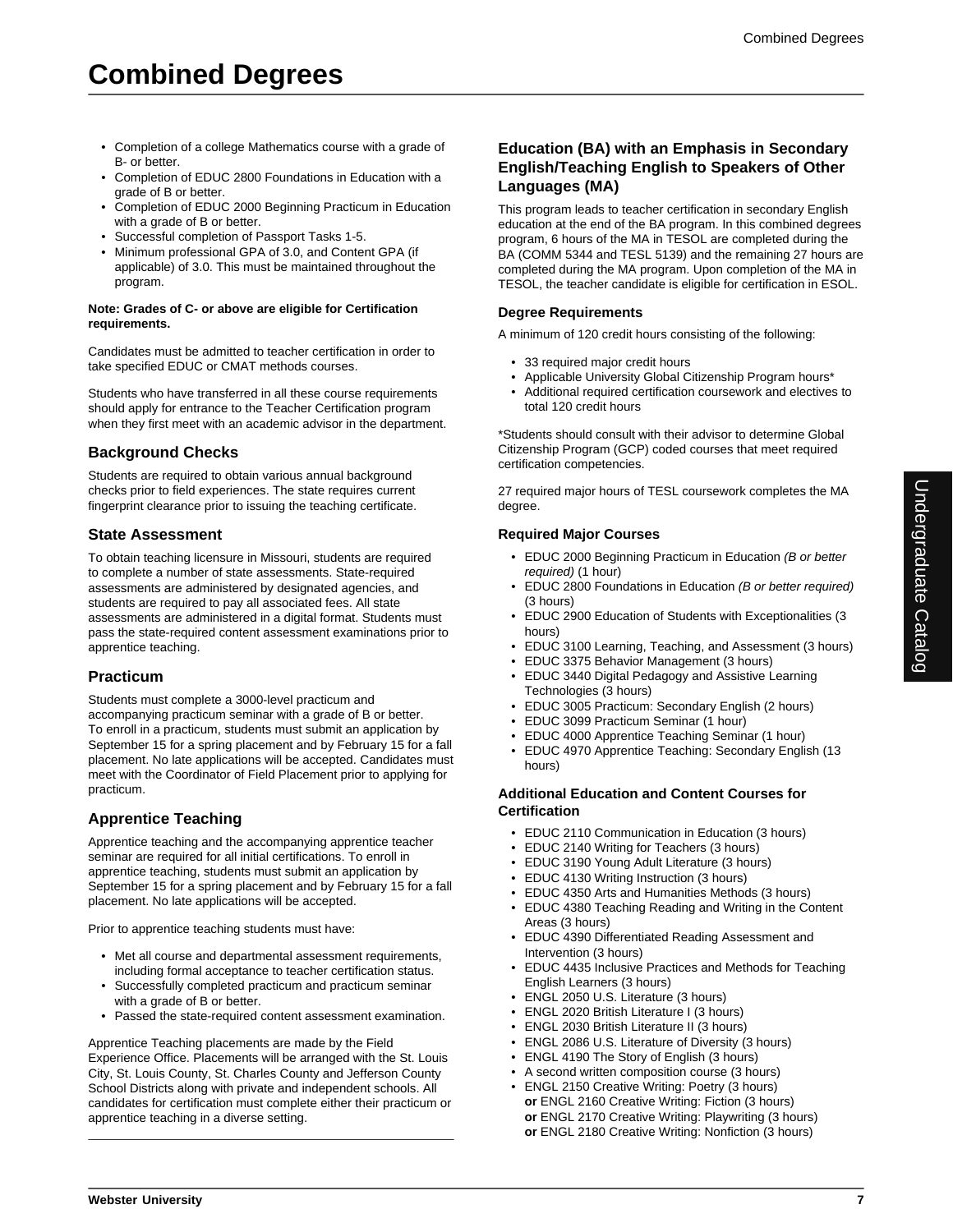# Combined Degrees

- Completion of a college Mathematics course with a grade of B- or better.
- Completion of EDUC 2800 Foundations in Education with a grade of B or better.
- Completion of EDUC 2000 Beginning Practicum in Education with a grade of B or better.
- Successful completion of Passport Tasks 1-5.
- Minimum professional GPA of 3.0, and Content GPA (if applicable) of 3.0. This must be maintained throughout the program.

**Note: Grades of C- or above are eligible for Certification requirements.**

Candidates must be admitted to teacher certification in order to take specified EDUC or CMAT methods courses.

Students who have transferred in all these course requirements should apply for entrance to the Teacher Certification program when they first meet with an academic advisor in the department.

## Background Checks

Students are required to obtain various annual background checks prior to field experiences. The state requires current fingerprint clearance prior to issuing the teaching certificate.

## State Assessment

To obtain teaching licensure in Missouri, students are required to complete a number of state assessments. State-required assessments are administered by designated agencies, and students are required to pay all associated fees. All state assessments are administered in a digital format. Students must pass the state-required content assessment examinations prior to apprentice teaching.

## Practicum

Students must complete a 3000-level practicum and accompanying practicum seminar with a grade of B or better. To enroll in a practicum, students must submit an application by September 15 for a spring placement and by February 15 for a fall placement. No late applications will be accepted. Candidates must meet with the Coordinator of Field Placement prior to applying for practicum.

## Apprentice Teaching

Apprentice teaching and the accompanying apprentice teacher seminar are required for all initial certifications. To enroll in apprentice teaching, students must submit an application by September 15 for a spring placement and by February 15 for a fall placement. No late applications will be accepted.

Prior to apprentice teaching students must have:

- Met all course and departmental assessment requirements, including formal acceptance to teacher certification status.
- Successfully completed practicum and practicum seminar with a grade of B or better.
- Passed the state-required content assessment examination.

Apprentice Teaching placements are made by the Field Experience Office. Placements will be arranged with the St. Louis City, St. Louis County, St. Charles County and Jefferson County School Districts along with private and independent schools. All candidates for certification must complete either their practicum or apprentice teaching in a diverse setting.

## Education (BA) with an Emphasis in Secondary English/Teaching English to Speakers of Other Languages (MA)

This program leads to teacher certification in secondary English education at the end of the BA program. In this combined degrees program, 6 hours of the MA in TESOL are completed during the BA (COMM 5344 and TESL 5139) and the remaining 27 hours are completed during the MA program. Upon completion of the MA in TESOL, the teacher candidate is eligible for certification in ESOL.

### Degree Requirements

A minimum of 120 credit hours consisting of the following:

- 33 required major credit hours
- Applicable University Global Citizenship Program hours*
- Additional required certification coursework and electives to total 120 credit hours

*Students should consult with their advisor to determine Global Citizenship Program (GCP) coded courses that meet required certification competencies.

27 required major hours of TESL coursework completes the MA degree.

### Required Major Courses

- EDUC 2000 Beginning Practicum in Education *(B or better required)* (1 hour)
- EDUC 2800 Foundations in Education *(B or better required)* (3 hours)
- EDUC 2900 Education of Students with Exceptionalities (3 hours)
- EDUC 3100 Learning, Teaching, and Assessment (3 hours)
- EDUC 3375 Behavior Management (3 hours)
- EDUC 3440 Digital Pedagogy and Assistive Learning Technologies (3 hours)
- EDUC 3005 Practicum: Secondary English (2 hours)
- EDUC 3099 Practicum Seminar (1 hour)
- EDUC 4000 Apprentice Teaching Seminar (1 hour)
- EDUC 4970 Apprentice Teaching: Secondary English (13 hours)

### Additional Education and Content Courses for Certification

- EDUC 2110 Communication in Education (3 hours)
- EDUC 2140 Writing for Teachers (3 hours)
- EDUC 3190 Young Adult Literature (3 hours)
- EDUC 4130 Writing Instruction (3 hours)
- EDUC 4350 Arts and Humanities Methods (3 hours)
- EDUC 4380 Teaching Reading and Writing in the Content Areas (3 hours)
- EDUC 4390 Differentiated Reading Assessment and Intervention (3 hours)
- EDUC 4435 Inclusive Practices and Methods for Teaching English Learners (3 hours)
- ENGL 2050 U.S. Literature (3 hours)
- ENGL 2020 British Literature I (3 hours)
- ENGL 2030 British Literature II (3 hours)
- ENGL 2086 U.S. Literature of Diversity (3 hours)
- ENGL 4190 The Story of English (3 hours)
- A second written composition course (3 hours)
- ENGL 2150 Creative Writing: Poetry (3 hours)
  **or** ENGL 2160 Creative Writing: Fiction (3 hours)
  **or** ENGL 2170 Creative Writing: Playwriting (3 hours)
  **or** ENGL 2180 Creative Writing: Nonfiction (3 hours)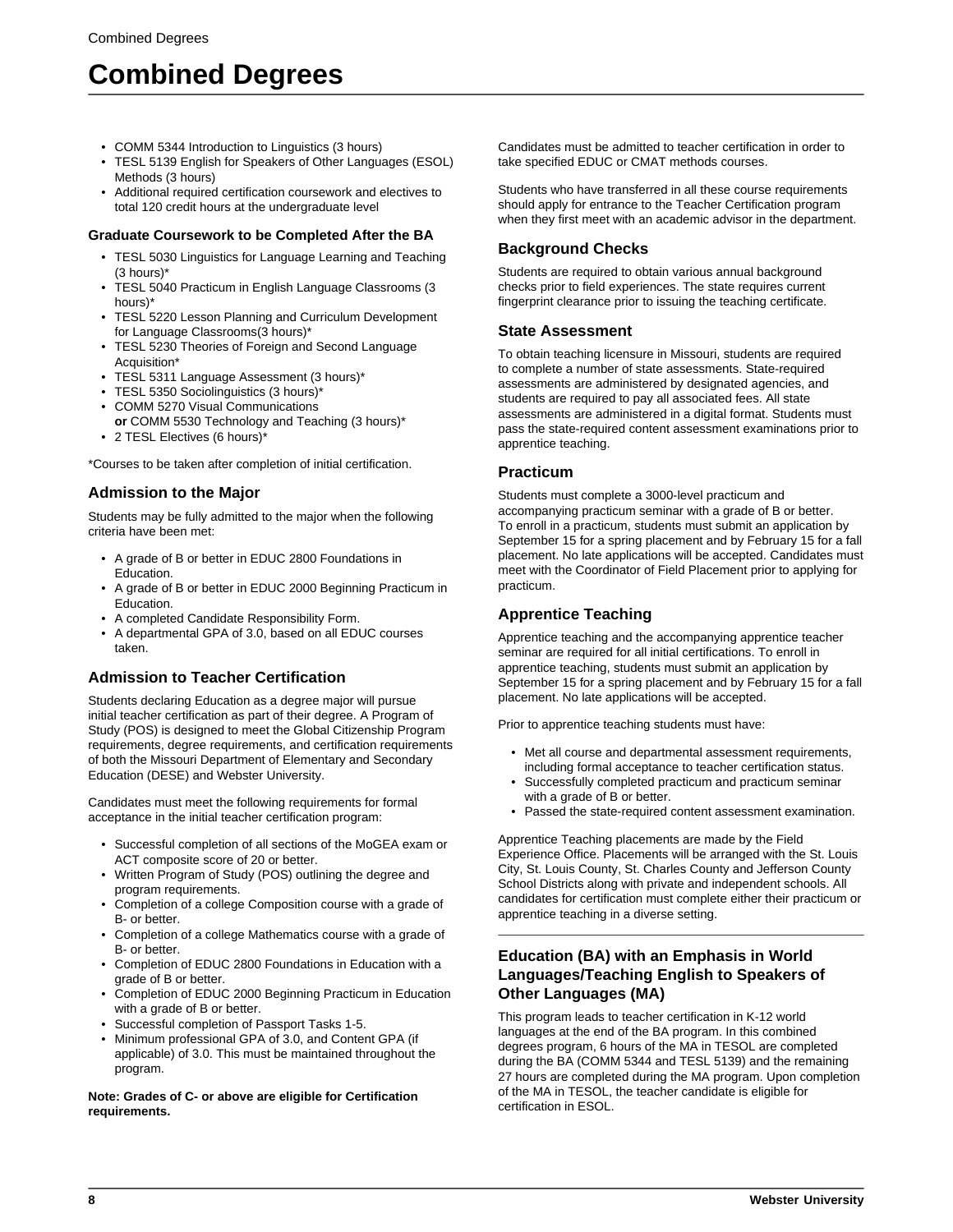- COMM 5344 Introduction to Linguistics (3 hours)
- TESL 5139 English for Speakers of Other Languages (ESOL) Methods (3 hours)
- Additional required certification coursework and electives to total 120 credit hours at the undergraduate level

#### Graduate Coursework to be Completed After the BA

- TESL 5030 Linguistics for Language Learning and Teaching (3 hours)*
- TESL 5040 Practicum in English Language Classrooms (3 hours)*
- TESL 5220 Lesson Planning and Curriculum Development for Language Classrooms(3 hours)*
- TESL 5230 Theories of Foreign and Second Language Acquisition*
- TESL 5311 Language Assessment (3 hours)*
- TESL 5350 Sociolinguistics (3 hours)*
- COMM 5270 Visual Communications
  **or** COMM 5530 Technology and Teaching (3 hours)*
- 2 TESL Electives (6 hours)*

*Courses to be taken after completion of initial certification.

### Admission to the Major

Students may be fully admitted to the major when the following criteria have been met:

- A grade of B or better in EDUC 2800 Foundations in Education.
- A grade of B or better in EDUC 2000 Beginning Practicum in Education.
- A completed Candidate Responsibility Form.
- A departmental GPA of 3.0, based on all EDUC courses taken.

### Admission to Teacher Certification

Students declaring Education as a degree major will pursue initial teacher certification as part of their degree. A Program of Study (POS) is designed to meet the Global Citizenship Program requirements, degree requirements, and certification requirements of both the Missouri Department of Elementary and Secondary Education (DESE) and Webster University.

Candidates must meet the following requirements for formal acceptance in the initial teacher certification program:

- Successful completion of all sections of the MoGEA exam or ACT composite score of 20 or better.
- Written Program of Study (POS) outlining the degree and program requirements.
- Completion of a college Composition course with a grade of B- or better.
- Completion of a college Mathematics course with a grade of B- or better.
- Completion of EDUC 2800 Foundations in Education with a grade of B or better.
- Completion of EDUC 2000 Beginning Practicum in Education with a grade of B or better.
- Successful completion of Passport Tasks 1-5.
- Minimum professional GPA of 3.0, and Content GPA (if applicable) of 3.0. This must be maintained throughout the program.

**Note: Grades of C- or above are eligible for Certification requirements.**

Candidates must be admitted to teacher certification in order to take specified EDUC or CMAT methods courses.

Students who have transferred in all these course requirements should apply for entrance to the Teacher Certification program when they first meet with an academic advisor in the department.

### Background Checks

Students are required to obtain various annual background checks prior to field experiences. The state requires current fingerprint clearance prior to issuing the teaching certificate.

### State Assessment

To obtain teaching licensure in Missouri, students are required to complete a number of state assessments. State-required assessments are administered by designated agencies, and students are required to pay all associated fees. All state assessments are administered in a digital format. Students must pass the state-required content assessment examinations prior to apprentice teaching.

### Practicum

Students must complete a 3000-level practicum and accompanying practicum seminar with a grade of B or better. To enroll in a practicum, students must submit an application by September 15 for a spring placement and by February 15 for a fall placement. No late applications will be accepted. Candidates must meet with the Coordinator of Field Placement prior to applying for practicum.

### Apprentice Teaching

Apprentice teaching and the accompanying apprentice teacher seminar are required for all initial certifications. To enroll in apprentice teaching, students must submit an application by September 15 for a spring placement and by February 15 for a fall placement. No late applications will be accepted.

Prior to apprentice teaching students must have:

- Met all course and departmental assessment requirements, including formal acceptance to teacher certification status.
- Successfully completed practicum and practicum seminar with a grade of B or better.
- Passed the state-required content assessment examination.

Apprentice Teaching placements are made by the Field Experience Office. Placements will be arranged with the St. Louis City, St. Louis County, St. Charles County and Jefferson County School Districts along with private and independent schools. All candidates for certification must complete either their practicum or apprentice teaching in a diverse setting.

---

### Education (BA) with an Emphasis in World Languages/Teaching English to Speakers of Other Languages (MA)

This program leads to teacher certification in K-12 world languages at the end of the BA program. In this combined degrees program, 6 hours of the MA in TESOL are completed during the BA (COMM 5344 and TESL 5139) and the remaining 27 hours are completed during the MA program. Upon completion of the MA in TESOL, the teacher candidate is eligible for certification in ESOL.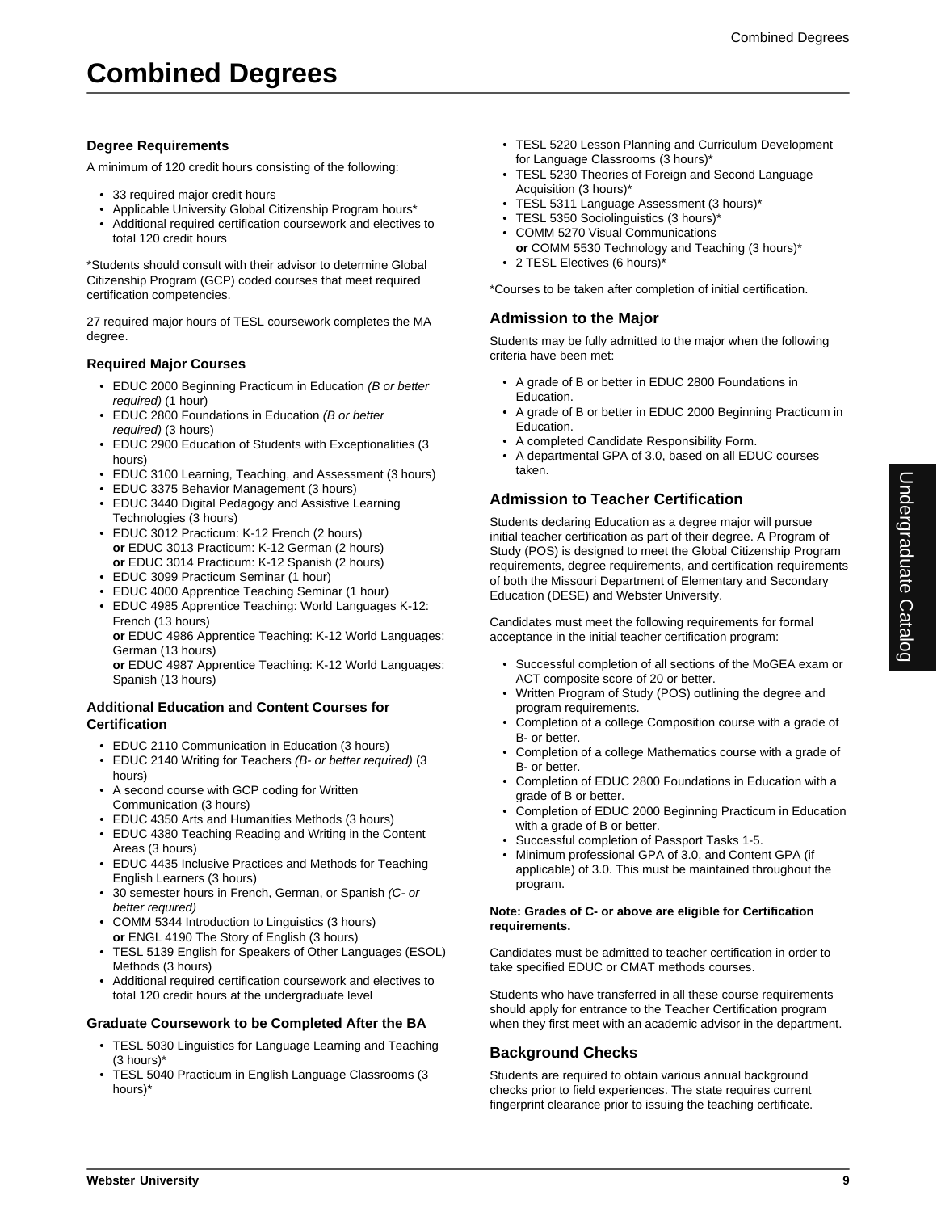# Combined Degrees

### Degree Requirements

A minimum of 120 credit hours consisting of the following:

- 33 required major credit hours
- Applicable University Global Citizenship Program hours*
- Additional required certification coursework and electives to total 120 credit hours

*Students should consult with their advisor to determine Global Citizenship Program (GCP) coded courses that meet required certification competencies.

27 required major hours of TESL coursework completes the MA degree.

### Required Major Courses

- EDUC 2000 Beginning Practicum in Education *(B or better required)* (1 hour)
- EDUC 2800 Foundations in Education *(B or better required)* (3 hours)
- EDUC 2900 Education of Students with Exceptionalities (3 hours)
- EDUC 3100 Learning, Teaching, and Assessment (3 hours)
- EDUC 3375 Behavior Management (3 hours)
- EDUC 3440 Digital Pedagogy and Assistive Learning Technologies (3 hours)
- EDUC 3012 Practicum: K-12 French (2 hours)
  **or** EDUC 3013 Practicum: K-12 German (2 hours)
  **or** EDUC 3014 Practicum: K-12 Spanish (2 hours)
- EDUC 3099 Practicum Seminar (1 hour)
- EDUC 4000 Apprentice Teaching Seminar (1 hour)
- EDUC 4985 Apprentice Teaching: World Languages K-12: French (13 hours)
  **or** EDUC 4986 Apprentice Teaching: K-12 World Languages: German (13 hours)
  **or** EDUC 4987 Apprentice Teaching: K-12 World Languages: Spanish (13 hours)

### Additional Education and Content Courses for Certification

- EDUC 2110 Communication in Education (3 hours)
- EDUC 2140 Writing for Teachers *(B- or better required)* (3 hours)
- A second course with GCP coding for Written Communication (3 hours)
- EDUC 4350 Arts and Humanities Methods (3 hours)
- EDUC 4380 Teaching Reading and Writing in the Content Areas (3 hours)
- EDUC 4435 Inclusive Practices and Methods for Teaching English Learners (3 hours)
- 30 semester hours in French, German, or Spanish *(C- or better required)*
- COMM 5344 Introduction to Linguistics (3 hours)
  **or** ENGL 4190 The Story of English (3 hours)
- TESL 5139 English for Speakers of Other Languages (ESOL) Methods (3 hours)
- Additional required certification coursework and electives to total 120 credit hours at the undergraduate level

### Graduate Coursework to be Completed After the BA

- TESL 5030 Linguistics for Language Learning and Teaching (3 hours)*
- TESL 5040 Practicum in English Language Classrooms (3 hours)*
- TESL 5220 Lesson Planning and Curriculum Development for Language Classrooms (3 hours)*
- TESL 5230 Theories of Foreign and Second Language Acquisition (3 hours)*
- TESL 5311 Language Assessment (3 hours)*
- TESL 5350 Sociolinguistics (3 hours)*
- COMM 5270 Visual Communications
  **or** COMM 5530 Technology and Teaching (3 hours)*
- 2 TESL Electives (6 hours)*

*Courses to be taken after completion of initial certification.

## Admission to the Major

Students may be fully admitted to the major when the following criteria have been met:

- A grade of B or better in EDUC 2800 Foundations in Education.
- A grade of B or better in EDUC 2000 Beginning Practicum in Education.
- A completed Candidate Responsibility Form.
- A departmental GPA of 3.0, based on all EDUC courses taken.

## Admission to Teacher Certification

Students declaring Education as a degree major will pursue initial teacher certification as part of their degree. A Program of Study (POS) is designed to meet the Global Citizenship Program requirements, degree requirements, and certification requirements of both the Missouri Department of Elementary and Secondary Education (DESE) and Webster University.

Candidates must meet the following requirements for formal acceptance in the initial teacher certification program:

- Successful completion of all sections of the MoGEA exam or ACT composite score of 20 or better.
- Written Program of Study (POS) outlining the degree and program requirements.
- Completion of a college Composition course with a grade of B- or better.
- Completion of a college Mathematics course with a grade of B- or better.
- Completion of EDUC 2800 Foundations in Education with a grade of B or better.
- Completion of EDUC 2000 Beginning Practicum in Education with a grade of B or better.
- Successful completion of Passport Tasks 1-5.
- Minimum professional GPA of 3.0, and Content GPA (if applicable) of 3.0. This must be maintained throughout the program.

**Note: Grades of C- or above are eligible for Certification requirements.**

Candidates must be admitted to teacher certification in order to take specified EDUC or CMAT methods courses.

Students who have transferred in all these course requirements should apply for entrance to the Teacher Certification program when they first meet with an academic advisor in the department.

## Background Checks

Students are required to obtain various annual background checks prior to field experiences. The state requires current fingerprint clearance prior to issuing the teaching certificate.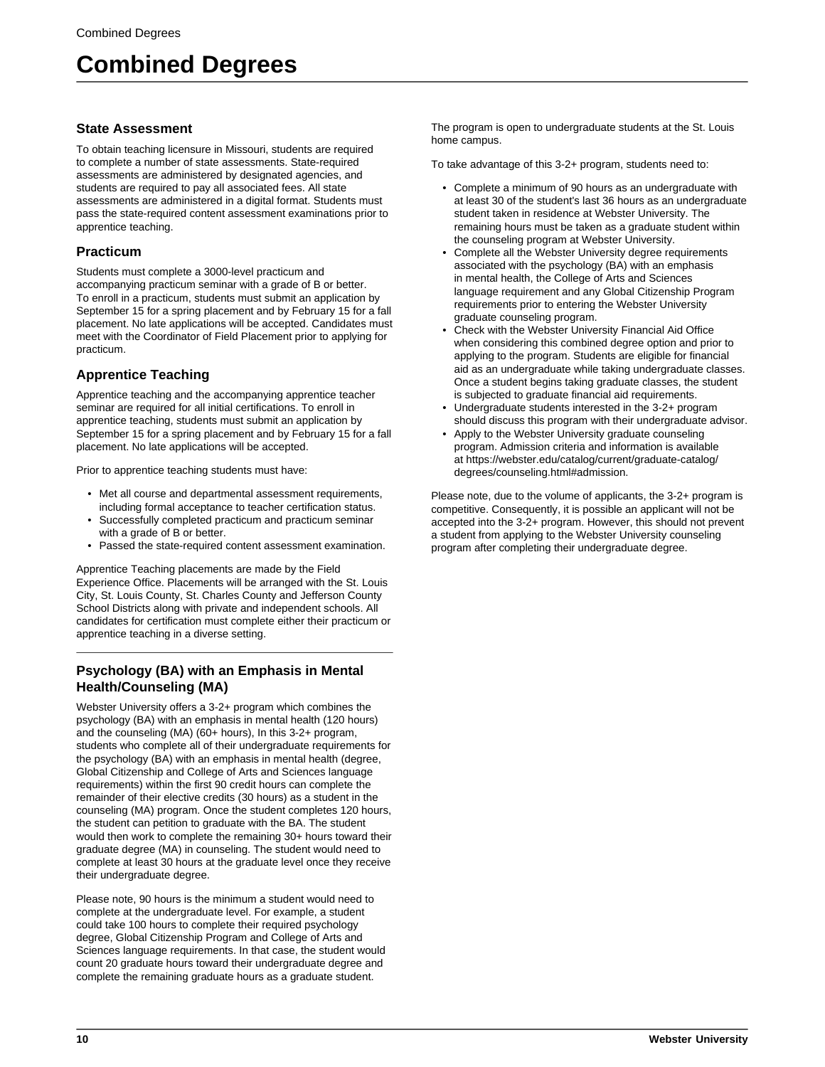# Combined Degrees

### State Assessment

To obtain teaching licensure in Missouri, students are required to complete a number of state assessments. State-required assessments are administered by designated agencies, and students are required to pay all associated fees. All state assessments are administered in a digital format. Students must pass the state-required content assessment examinations prior to apprentice teaching.

### Practicum

Students must complete a 3000-level practicum and accompanying practicum seminar with a grade of B or better. To enroll in a practicum, students must submit an application by September 15 for a spring placement and by February 15 for a fall placement. No late applications will be accepted. Candidates must meet with the Coordinator of Field Placement prior to applying for practicum.

### Apprentice Teaching

Apprentice teaching and the accompanying apprentice teacher seminar are required for all initial certifications. To enroll in apprentice teaching, students must submit an application by September 15 for a spring placement and by February 15 for a fall placement. No late applications will be accepted.

Prior to apprentice teaching students must have:

- Met all course and departmental assessment requirements, including formal acceptance to teacher certification status.
- Successfully completed practicum and practicum seminar with a grade of B or better.
- Passed the state-required content assessment examination.

Apprentice Teaching placements are made by the Field Experience Office. Placements will be arranged with the St. Louis City, St. Louis County, St. Charles County and Jefferson County School Districts along with private and independent schools. All candidates for certification must complete either their practicum or apprentice teaching in a diverse setting.

---

## Psychology (BA) with an Emphasis in Mental Health/Counseling (MA)

Webster University offers a 3-2+ program which combines the psychology (BA) with an emphasis in mental health (120 hours) and the counseling (MA) (60+ hours), In this 3-2+ program, students who complete all of their undergraduate requirements for the psychology (BA) with an emphasis in mental health (degree, Global Citizenship and College of Arts and Sciences language requirements) within the first 90 credit hours can complete the remainder of their elective credits (30 hours) as a student in the counseling (MA) program. Once the student completes 120 hours, the student can petition to graduate with the BA. The student would then work to complete the remaining 30+ hours toward their graduate degree (MA) in counseling. The student would need to complete at least 30 hours at the graduate level once they receive their undergraduate degree.

Please note, 90 hours is the minimum a student would need to complete at the undergraduate level. For example, a student could take 100 hours to complete their required psychology degree, Global Citizenship Program and College of Arts and Sciences language requirements. In that case, the student would count 20 graduate hours toward their undergraduate degree and complete the remaining graduate hours as a graduate student.

The program is open to undergraduate students at the St. Louis home campus.

To take advantage of this 3-2+ program, students need to:

- Complete a minimum of 90 hours as an undergraduate with at least 30 of the student's last 36 hours as an undergraduate student taken in residence at Webster University. The remaining hours must be taken as a graduate student within the counseling program at Webster University.
- Complete all the Webster University degree requirements associated with the psychology (BA) with an emphasis in mental health, the College of Arts and Sciences language requirement and any Global Citizenship Program requirements prior to entering the Webster University graduate counseling program.
- Check with the Webster University Financial Aid Office when considering this combined degree option and prior to applying to the program. Students are eligible for financial aid as an undergraduate while taking undergraduate classes. Once a student begins taking graduate classes, the student is subjected to graduate financial aid requirements.
- Undergraduate students interested in the 3-2+ program should discuss this program with their undergraduate advisor.
- Apply to the Webster University graduate counseling program. Admission criteria and information is available at https://webster.edu/catalog/current/graduate-catalog/degrees/counseling.html#admission.

Please note, due to the volume of applicants, the 3-2+ program is competitive. Consequently, it is possible an applicant will not be accepted into the 3-2+ program. However, this should not prevent a student from applying to the Webster University counseling program after completing their undergraduate degree.